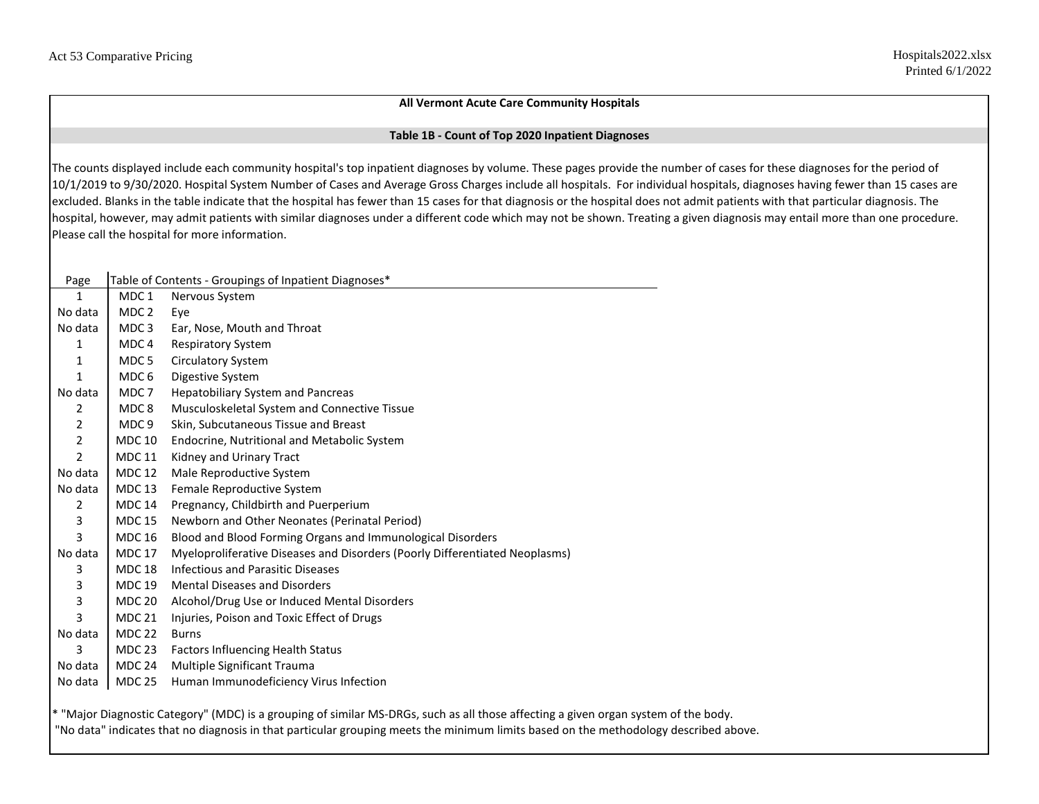**All Vermont Acute Care Community Hospitals**

**Table 1B - Count of Top 2020 Inpatient Diagnoses**

The counts displayed include each community hospital's top inpatient diagnoses by volume. These pages provide the number of cases for these diagnoses for the period of 10/1/2019 to 9/30/2020. Hospital System Number of Cases and Average Gross Charges include all hospitals. For individual hospitals, diagnoses having fewer than 15 cases are excluded. Blanks in the table indicate that the hospital has fewer than 15 cases for that diagnosis or the hospital does not admit patients with that particular diagnosis. The hospital, however, may admit patients with similar diagnoses under a different code which may not be shown. Treating a given diagnosis may entail more than one procedure. Please call the hospital for more information.

| Page | Table of Contents - Groupings of Inpatient Diagnoses* | |
|---|---|---|
| 1 | MDC 1 | Nervous System |
| No data | MDC 2 | Eye |
| No data | MDC 3 | Ear, Nose, Mouth and Throat |
| 1 | MDC 4 | Respiratory System |
| 1 | MDC 5 | Circulatory System |
| 1 | MDC 6 | Digestive System |
| No data | MDC 7 | Hepatobiliary System and Pancreas |
| 2 | MDC 8 | Musculoskeletal System and Connective Tissue |
| 2 | MDC 9 | Skin, Subcutaneous Tissue and Breast |
| 2 | MDC 10 | Endocrine, Nutritional and Metabolic System |
| 2 | MDC 11 | Kidney and Urinary Tract |
| No data | MDC 12 | Male Reproductive System |
| No data | MDC 13 | Female Reproductive System |
| 2 | MDC 14 | Pregnancy, Childbirth and Puerperium |
| 3 | MDC 15 | Newborn and Other Neonates (Perinatal Period) |
| 3 | MDC 16 | Blood and Blood Forming Organs and Immunological Disorders |
| No data | MDC 17 | Myeloproliferative Diseases and Disorders (Poorly Differentiated Neoplasms) |
| 3 | MDC 18 | Infectious and Parasitic Diseases |
| 3 | MDC 19 | Mental Diseases and Disorders |
| 3 | MDC 20 | Alcohol/Drug Use or Induced Mental Disorders |
| 3 | MDC 21 | Injuries, Poison and Toxic Effect of Drugs |
| No data | MDC 22 | Burns |
| 3 | MDC 23 | Factors Influencing Health Status |
| No data | MDC 24 | Multiple Significant Trauma |
| No data | MDC 25 | Human Immunodeficiency Virus Infection |

* "Major Diagnostic Category" (MDC) is a grouping of similar MS-DRGs, such as all those affecting a given organ system of the body.
"No data" indicates that no diagnosis in that particular grouping meets the minimum limits based on the methodology described above.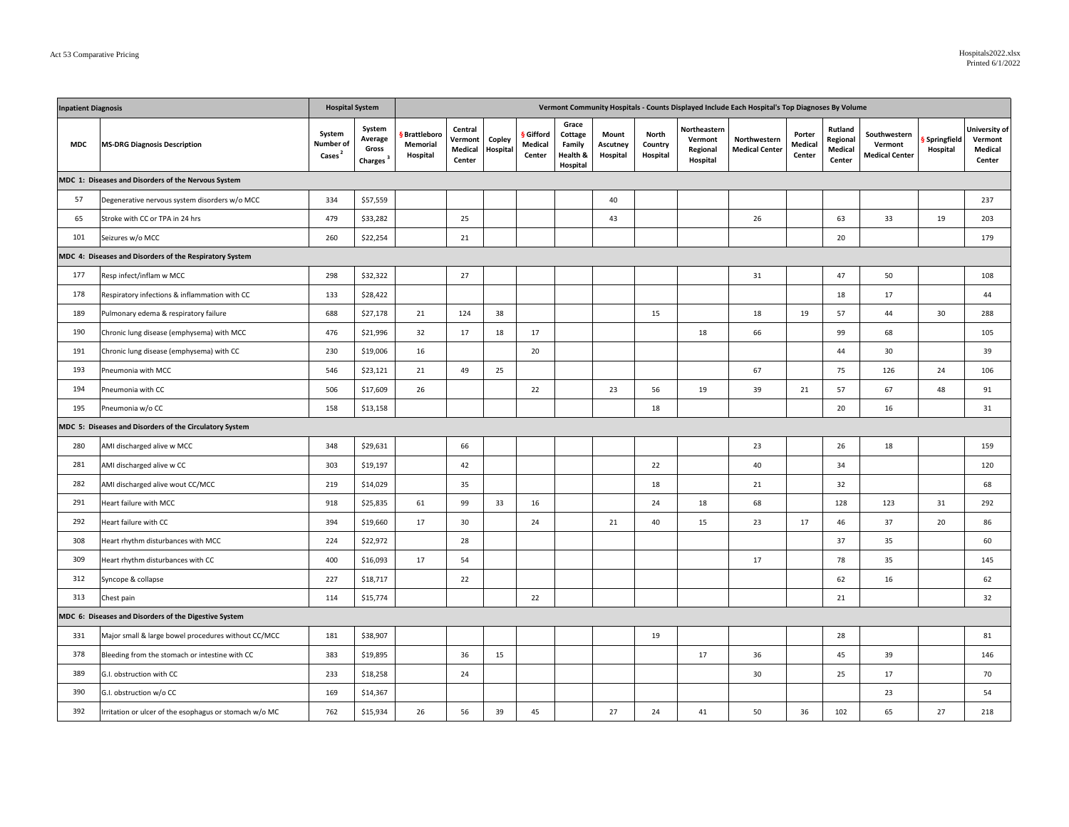| Inpatient Diagnosis | | Hospital System | | Vermont Community Hospitals - Counts Displayed Include Each Hospital's Top Diagnoses By Volume | | | | | | | | | | | | | |
|---|---|---|---|---|---|---|---|---|---|---|---|---|---|---|---|---|---|
| MDC | MS-DRG Diagnosis Description | System Number of Cases [2] | System Average Gross Charges [3] | § Brattleboro Memorial Hospital | Central Vermont Medical Center | Copley Hospital | § Gifford Medical Center | Grace Cottage Family Health & Hospital | Mount Ascutney Hospital | North Country Hospital | Northeastern Vermont Regional Hospital | Northwestern Medical Center | Porter Medical Center | Rutland Regional Medical Center | Southwestern Vermont Medical Center | § Springfield Hospital | University of Vermont Medical Center |
| **MDC 1: Diseases and Disorders of the Nervous System** | | | | | | | | | | | | | | | | | |
| 57 | Degenerative nervous system disorders w/o MCC | 334 | $57,559 | | | | | | 40 | | | | | | | | 237 |
| 65 | Stroke with CC or TPA in 24 hrs | 479 | $33,282 | | 25 | | | | 43 | | | 26 | | 63 | 33 | 19 | 203 |
| 101 | Seizures w/o MCC | 260 | $22,254 | | 21 | | | | | | | | | 20 | | | 179 |
| **MDC 4: Diseases and Disorders of the Respiratory System** | | | | | | | | | | | | | | | | | |
| 177 | Resp infect/inflam w MCC | 298 | $32,322 | | 27 | | | | | | | 31 | | 47 | 50 | | 108 |
| 178 | Respiratory infections & inflammation with CC | 133 | $28,422 | | | | | | | | | | | 18 | 17 | | 44 |
| 189 | Pulmonary edema & respiratory failure | 688 | $27,178 | 21 | 124 | 38 | | | | 15 | | 18 | 19 | 57 | 44 | 30 | 288 |
| 190 | Chronic lung disease (emphysema) with MCC | 476 | $21,996 | 32 | 17 | 18 | 17 | | | | 18 | 66 | | 99 | 68 | | 105 |
| 191 | Chronic lung disease (emphysema) with CC | 230 | $19,006 | 16 | | | 20 | | | | | | | 44 | 30 | | 39 |
| 193 | Pneumonia with MCC | 546 | $23,121 | 21 | 49 | 25 | | | | | | 67 | | 75 | 126 | 24 | 106 |
| 194 | Pneumonia with CC | 506 | $17,609 | 26 | | | 22 | | 23 | 56 | 19 | 39 | 21 | 57 | 67 | 48 | 91 |
| 195 | Pneumonia w/o CC | 158 | $13,158 | | | | | | | 18 | | | | 20 | 16 | | 31 |
| **MDC 5: Diseases and Disorders of the Circulatory System** | | | | | | | | | | | | | | | | | |
| 280 | AMI discharged alive w MCC | 348 | $29,631 | | 66 | | | | | | | 23 | | 26 | 18 | | 159 |
| 281 | AMI discharged alive w CC | 303 | $19,197 | | 42 | | | | | 22 | | 40 | | 34 | | | 120 |
| 282 | AMI discharged alive wout CC/MCC | 219 | $14,029 | | 35 | | | | | 18 | | 21 | | 32 | | | 68 |
| 291 | Heart failure with MCC | 918 | $25,835 | 61 | 99 | 33 | 16 | | | 24 | 18 | 68 | | 128 | 123 | 31 | 292 |
| 292 | Heart failure with CC | 394 | $19,660 | 17 | 30 | | 24 | | 21 | 40 | 15 | 23 | 17 | 46 | 37 | 20 | 86 |
| 308 | Heart rhythm disturbances with MCC | 224 | $22,972 | | 28 | | | | | | | | | 37 | 35 | | 60 |
| 309 | Heart rhythm disturbances with CC | 400 | $16,093 | 17 | 54 | | | | | | | 17 | | 78 | 35 | | 145 |
| 312 | Syncope & collapse | 227 | $18,717 | | 22 | | | | | | | | | 62 | 16 | | 62 |
| 313 | Chest pain | 114 | $15,774 | | | | 22 | | | | | | | 21 | | | 32 |
| **MDC 6: Diseases and Disorders of the Digestive System** | | | | | | | | | | | | | | | | | |
| 331 | Major small & large bowel procedures without CC/MCC | 181 | $38,907 | | | | | | | 19 | | | | 28 | | | 81 |
| 378 | Bleeding from the stomach or intestine with CC | 383 | $19,895 | | 36 | 15 | | | | | 17 | 36 | | 45 | 39 | | 146 |
| 389 | G.I. obstruction with CC | 233 | $18,258 | | 24 | | | | | | | 30 | | 25 | 17 | | 70 |
| 390 | G.I. obstruction w/o CC | 169 | $14,367 | | | | | | | | | | | | 23 | | 54 |
| 392 | Irritation or ulcer of the esophagus or stomach w/o MCC | 762 | $15,934 | 26 | 56 | 39 | 45 | | 27 | 24 | 41 | 50 | 36 | 102 | 65 | 27 | 218 |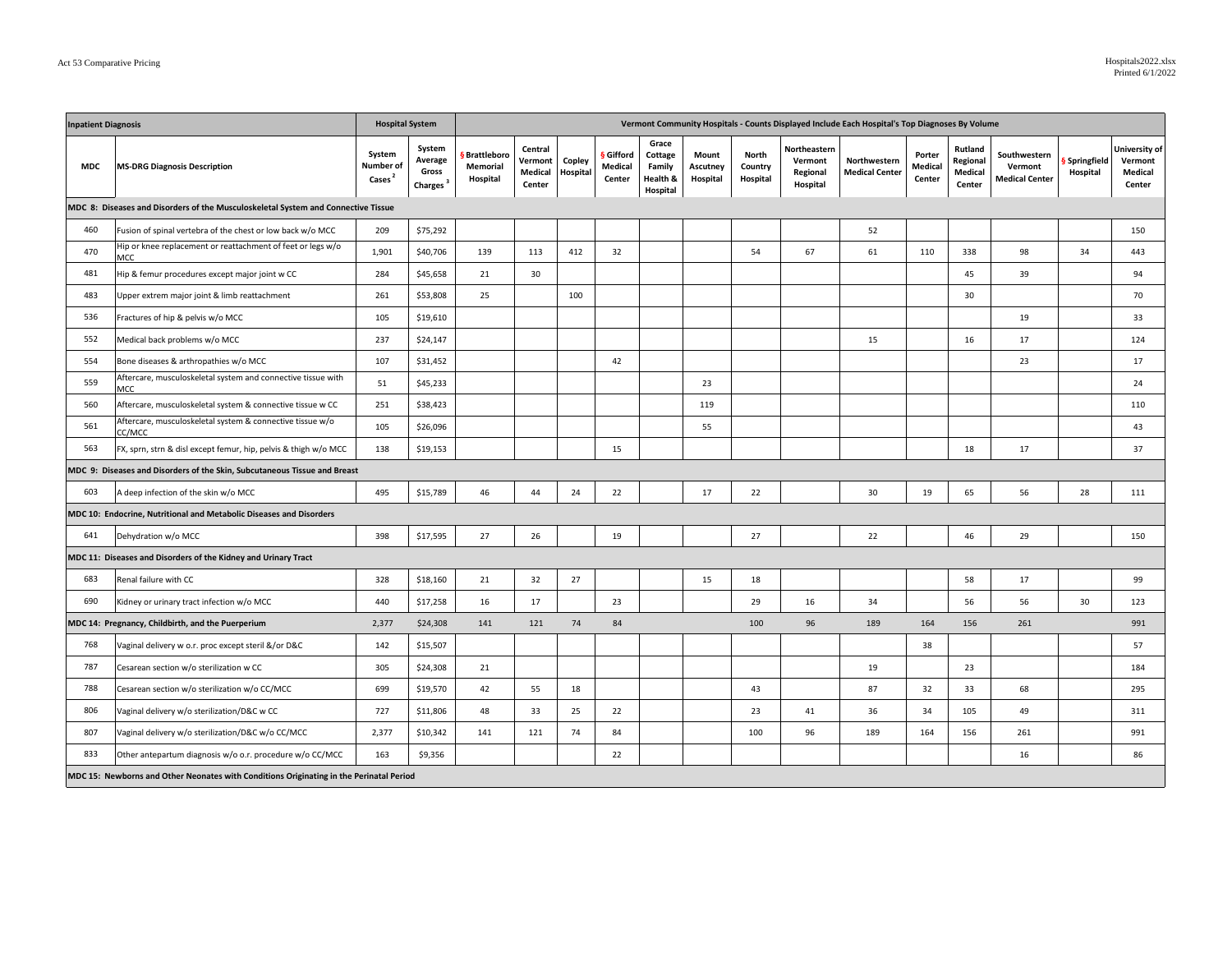| Inpatient Diagnosis | | Hospital System | | Vermont Community Hospitals - Counts Displayed Include Each Hospital's Top Diagnoses By Volume | | | | | | | | | | | | | |
|---|---|---|---|---|---|---|---|---|---|---|---|---|---|---|---|---|---|
| MDC | MS-DRG Diagnosis Description | System Number of Cases [2] | System Average Gross Charges [3] | § Brattleboro Memorial Hospital | Central Vermont Medical Center | Copley Hospital | § Gifford Medical Center | Grace Cottage Family Health & Hospital | Mount Ascutney Hospital | North Country Hospital | Northeastern Vermont Regional Hospital | Northwestern Medical Center | Porter Medical Center | Rutland Regional Medical Center | Southwestern Vermont Medical Center | § Springfield Hospital | University of Vermont Medical Center |
| **MDC 8: Diseases and Disorders of the Musculoskeletal System and Connective Tissue** | | | | | | | | | | | | | | | | | |
| 460 | Fusion of spinal vertebra of the chest or low back w/o MCC | 209 | $75,292 | | | | | | | | | 52 | | | | | 150 |
| 470 | Hip or knee replacement or reattachment of feet or legs w/o MCC | 1,901 | $40,706 | 139 | 113 | 412 | 32 | | | 54 | 67 | 61 | 110 | 338 | 98 | 34 | 443 |
| 481 | Hip & femur procedures except major joint w CC | 284 | $45,658 | 21 | 30 | | | | | | | | | 45 | 39 | | 94 |
| 483 | Upper extrem major joint & limb reattachment | 261 | $53,808 | 25 | | 100 | | | | | | | | 30 | | | 70 |
| 536 | Fractures of hip & pelvis w/o MCC | 105 | $19,610 | | | | | | | | | | | | 19 | | 33 |
| 552 | Medical back problems w/o MCC | 237 | $24,147 | | | | | | | | | 15 | | 16 | 17 | | 124 |
| 554 | Bone diseases & arthropathies w/o MCC | 107 | $31,452 | | | | 42 | | | | | | | | 23 | | 17 |
| 559 | Aftercare, musculoskeletal system and connective tissue with MCC | 51 | $45,233 | | | | | | 23 | | | | | | | | 24 |
| 560 | Aftercare, musculoskeletal system & connective tissue w CC | 251 | $38,423 | | | | | | 119 | | | | | | | | 110 |
| 561 | Aftercare, musculoskeletal system & connective tissue w/o CC/MCC | 105 | $26,096 | | | | | | 55 | | | | | | | | 43 |
| 563 | FX, sprn, strn & disl except femur, hip, pelvis & thigh w/o MCC | 138 | $19,153 | | | | 15 | | | | | | | 18 | 17 | | 37 |
| **MDC 9: Diseases and Disorders of the Skin, Subcutaneous Tissue and Breast** | | | | | | | | | | | | | | | | | |
| 603 | A deep infection of the skin w/o MCC | 495 | $15,789 | 46 | 44 | 24 | 22 | | 17 | 22 | | 30 | 19 | 65 | 56 | 28 | 111 |
| **MDC 10: Endocrine, Nutritional and Metabolic Diseases and Disorders** | | | | | | | | | | | | | | | | | |
| 641 | Dehydration w/o MCC | 398 | $17,595 | 27 | 26 | | 19 | | | 27 | | 22 | | 46 | 29 | | 150 |
| **MDC 11: Diseases and Disorders of the Kidney and Urinary Tract** | | | | | | | | | | | | | | | | | |
| 683 | Renal failure with CC | 328 | $18,160 | 21 | 32 | 27 | | | 15 | 18 | | | | 58 | 17 | | 99 |
| 690 | Kidney or urinary tract infection w/o MCC | 440 | $17,258 | 16 | 17 | | 23 | | | 29 | 16 | 34 | | 56 | 56 | 30 | 123 |
| **MDC 14: Pregnancy, Childbirth, and the Puerperium** | | 2,377 | $24,308 | 141 | 121 | 74 | 84 | | | 100 | 96 | 189 | 164 | 156 | 261 | | 991 |
| 768 | Vaginal delivery w o.r. proc except steril &/or D&C | 142 | $15,507 | | | | | | | | | | 38 | | | | 57 |
| 787 | Cesarean section w/o sterilization w CC | 305 | $24,308 | 21 | | | | | | | | 19 | | 23 | | | 184 |
| 788 | Cesarean section w/o sterilization w/o CC/MCC | 699 | $19,570 | 42 | 55 | 18 | | | | 43 | | 87 | 32 | 33 | 68 | | 295 |
| 806 | Vaginal delivery w/o sterilization/D&C w CC | 727 | $11,806 | 48 | 33 | 25 | 22 | | | 23 | 41 | 36 | 34 | 105 | 49 | | 311 |
| 807 | Vaginal delivery w/o sterilization/D&C w/o CC/MCC | 2,377 | $10,342 | 141 | 121 | 74 | 84 | | | 100 | 96 | 189 | 164 | 156 | 261 | | 991 |
| 833 | Other antepartum diagnosis w/o o.r. procedure w/o CC/MCC | 163 | $9,356 | | | | 22 | | | | | | | | 16 | | 86 |
| **MDC 15: Newborns and Other Neonates with Conditions Originating in the Perinatal Period** | | | | | | | | | | | | | | | | | |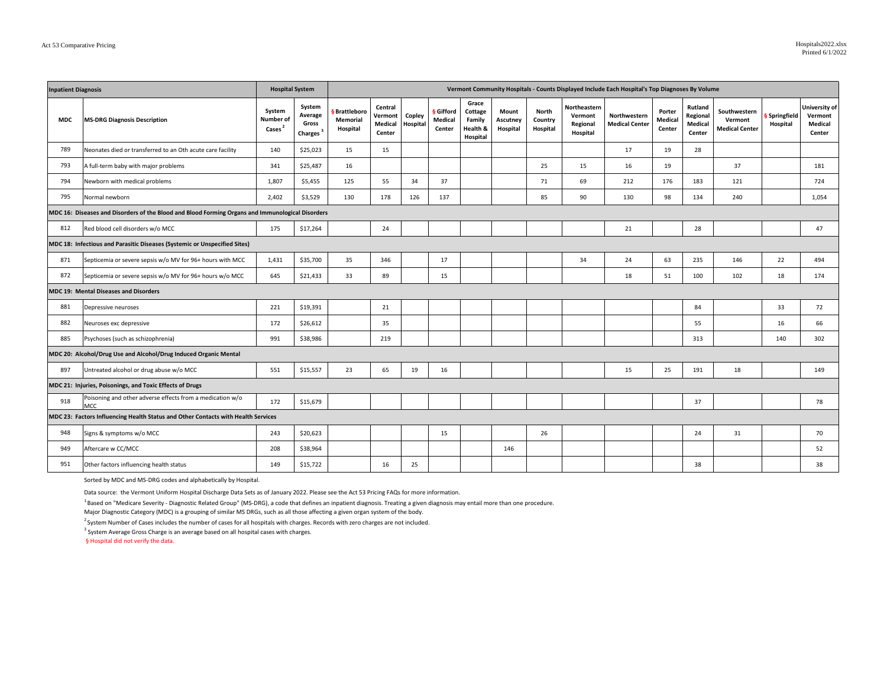| Inpatient Diagnosis | | Hospital System | | Vermont Community Hospitals - Counts Displayed Include Each Hospital's Top Diagnoses By Volume | | | | | | | | | | | | | |
|---|---|---|---|---|---|---|---|---|---|---|---|---|---|---|---|---|---|
| MDC | MS-DRG Diagnosis Description | System Number of Cases [2] | System Average Gross Charges [3] | § Brattleboro Memorial Hospital | Central Vermont Medical Center | Copley Hospital | § Gifford Medical Center | Grace Cottage Family Health & Hospital | Mount Ascutney Hospital | North Country Hospital | Northeastern Vermont Regional Hospital | Northwestern Medical Center | Porter Medical Center | Rutland Regional Medical Center | Southwestern Vermont Medical Center | § Springfield Hospital | University of Vermont Medical Center |
| 789 | Neonates died or transferred to an Oth acute care facility | 140 | $25,023 | 15 | 15 | | | | | | | 17 | 19 | 28 | | | |
| 793 | A full-term baby with major problems | 341 | $25,487 | 16 | | | | | | 25 | 15 | 16 | 19 | | 37 | | 181 |
| 794 | Newborn with medical problems | 1,807 | $5,455 | 125 | 55 | 34 | 37 | | | 71 | 69 | 212 | 176 | 183 | 121 | | 724 |
| 795 | Normal newborn | 2,402 | $3,529 | 130 | 178 | 126 | 137 | | | 85 | 90 | 130 | 98 | 134 | 240 | | 1,054 |
| **MDC 16: Diseases and Disorders of the Blood and Blood Forming Organs and Immunological Disorders** | | | | | | | | | | | | | | | | | |
| 812 | Red blood cell disorders w/o MCC | 175 | $17,264 | | 24 | | | | | | | 21 | | 28 | | | 47 |
| **MDC 18: Infectious and Parasitic Diseases (Systemic or Unspecified Sites)** | | | | | | | | | | | | | | | | | |
| 871 | Septicemia or severe sepsis w/o MV for 96+ hours with MCC | 1,431 | $35,700 | 35 | 346 | | 17 | | | | 34 | 24 | 63 | 235 | 146 | 22 | 494 |
| 872 | Septicemia or severe sepsis w/o MV for 96+ hours w/o MCC | 645 | $21,433 | 33 | 89 | | 15 | | | | | 18 | 51 | 100 | 102 | 18 | 174 |
| **MDC 19: Mental Diseases and Disorders** | | | | | | | | | | | | | | | | | |
| 881 | Depressive neuroses | 221 | $19,391 | | 21 | | | | | | | | | 84 | | 33 | 72 |
| 882 | Neuroses exc depressive | 172 | $26,612 | | 35 | | | | | | | | | 55 | | 16 | 66 |
| 885 | Psychoses (such as schizophrenia) | 991 | $38,986 | | 219 | | | | | | | | | 313 | | 140 | 302 |
| **MDC 20: Alcohol/Drug Use and Alcohol/Drug Induced Organic Mental** | | | | | | | | | | | | | | | | | |
| 897 | Untreated alcohol or drug abuse w/o MCC | 551 | $15,557 | 23 | 65 | 19 | 16 | | | | | 15 | 25 | 191 | 18 | | 149 |
| **MDC 21: Injuries, Poisonings, and Toxic Effects of Drugs** | | | | | | | | | | | | | | | | | |
| 918 | Poisoning and other adverse effects from a medication w/o MCC | 172 | $15,679 | | | | | | | | | | | 37 | | | 78 |
| **MDC 23: Factors Influencing Health Status and Other Contacts with Health Services** | | | | | | | | | | | | | | | | | |
| 948 | Signs & symptoms w/o MCC | 243 | $20,623 | | | | 15 | | | 26 | | | | 24 | 31 | | 70 |
| 949 | Aftercare w CC/MCC | 208 | $38,964 | | | | | | 146 | | | | | | | | 52 |
| 951 | Other factors influencing health status | 149 | $15,722 | | 16 | 25 | | | | | | | | 38 | | | 38 |

Sorted by MDC and MS-DRG codes and alphabetically by Hospital.

Data source: the Vermont Uniform Hospital Discharge Data Sets as of January 2022. Please see the Act 53 Pricing FAQs for more information.

[1] Based on "Medicare Severity - Diagnostic Related Group" (MS-DRG), a code that defines an inpatient diagnosis. Treating a given diagnosis may entail more than one procedure.

Major Diagnostic Category (MDC) is a grouping of similar MS DRGs, such as all those affecting a given organ system of the body.

[2] System Number of Cases includes the number of cases for all hospitals with charges. Records with zero charges are not included.

[3] System Average Gross Charge is an average based on all hospital cases with charges.

§ Hospital did not verify the data.